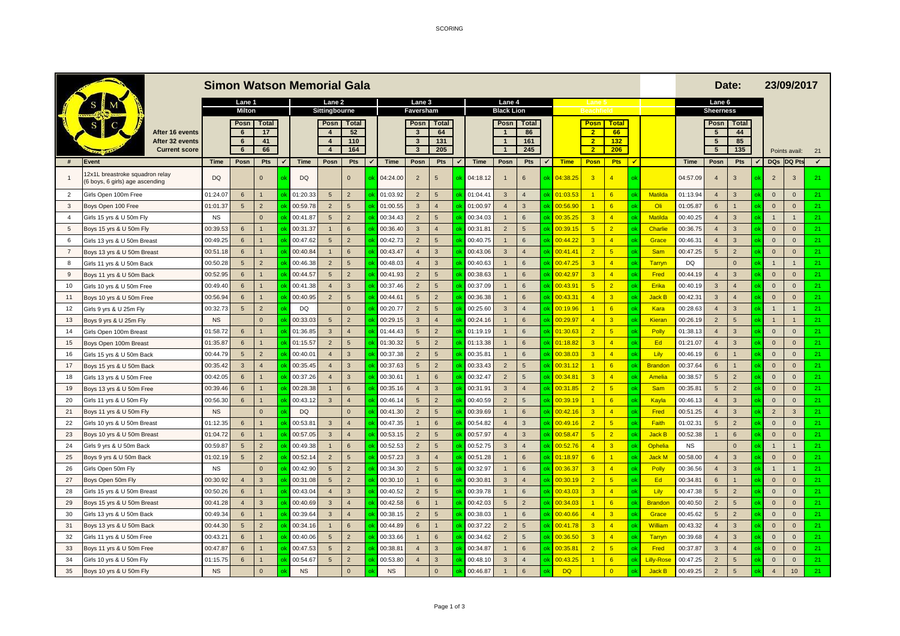# Simon Watson Memorial Gala

**Date:** 23/09/2017

| | | Lane 1 Milton | | | | Lane 2 Sittingbourne | | | | Lane 3 Faversham | | | | Lane 4 Black Lion | | | | Lane 5 Beachfield | | | | | Lane 6 Sheerness | | | | | | |
|---|---|---|---|---|---|---|---|---|---|---|---|---|---|---|---|---|---|---|---|---|---|---|---|---|---|---|---|---|---|
| | | | Posn | Total | | | Posn | Total | | | Posn | Total | | | Posn | Total | | | Posn | Total | | | | Posn | Total | | | | |
| | After 16 events | | 6 | 17 | | | 4 | 52 | | | 3 | 64 | | | 1 | 86 | | | 2 | 66 | | | | 5 | 44 | | | | |
| | After 32 events | | 6 | 41 | | | 4 | 110 | | | 3 | 131 | | | 1 | 161 | | | 2 | 132 | | | | 5 | 85 | | | | |
| | Current score | | 6 | 66 | | | 4 | 164 | | | 3 | 205 | | | 1 | 245 | | | 2 | 206 | | | | 5 | 135 | | Points avail: | | 21 |

| # | Event | Time | Posn | Pts | ✓ | Time | Posn | Pts | ✓ | Time | Posn | Pts | ✓ | Time | Posn | Pts | ✓ | Time | Posn | Pts | ✓ | | Time | Posn | Pts | ✓ | DQs | DQ Pts | ✓ |
|---|---|---|---|---|---|---|---|---|---|---|---|---|---|---|---|---|---|---|---|---|---|---|---|---|---|---|---|---|---|
| 1 | 12x1L breaststroke squadron relay (6 boys, 6 girls) age ascending | DQ | | 0 | ok | DQ | | 0 | ok | 04:24.00 | 2 | 5 | ok | 04:18.12 | 1 | 6 | ok | 04:38.25 | 3 | 4 | ok | | 04:57.09 | 4 | 3 | ok | 2 | 3 | 21 |
| 2 | Girls Open 100m Free | 01:24.07 | 6 | 1 | ok | 01:20.33 | 5 | 2 | ok | 01:03.92 | 2 | 5 | ok | 01:04.41 | 3 | 4 | ok | 01:03.53 | 1 | 6 | ok | Matilda | 01:13.94 | 4 | 3 | ok | 0 | 0 | 21 |
| 3 | Boys Open 100 Free | 01:01.37 | 5 | 2 | ok | 00:59.78 | 2 | 5 | ok | 01:00.55 | 3 | 4 | ok | 01:00.97 | 4 | 3 | ok | 00:56.90 | 1 | 6 | ok | Oli | 01:05.87 | 6 | 1 | ok | 0 | 0 | 21 |
| 4 | Girls 15 yrs & U 50m Fly | NS | | 0 | ok | 00:41.87 | 5 | 2 | ok | 00:34.43 | 2 | 5 | ok | 00:34.03 | 1 | 6 | ok | 00:35.25 | 3 | 4 | ok | Matilda | 00:40.25 | 4 | 3 | ok | 1 | 1 | 21 |
| 5 | Boys 15 yrs & U 50m Fly | 00:39.53 | 6 | 1 | ok | 00:31.37 | 1 | 6 | ok | 00:36.40 | 3 | 4 | ok | 00:31.81 | 2 | 5 | ok | 00:39.15 | 5 | 2 | ok | Charlie | 00:36.75 | 4 | 3 | ok | 0 | 0 | 21 |
| 6 | Girls 13 yrs & U 50m Breast | 00:49.25 | 6 | 1 | ok | 00:47.62 | 5 | 2 | ok | 00:42.73 | 2 | 5 | ok | 00:40.75 | 1 | 6 | ok | 00:44.22 | 3 | 4 | ok | Grace | 00:46.31 | 4 | 3 | ok | 0 | 0 | 21 |
| 7 | Boys 13 yrs & U 50m Breast | 00:51.18 | 6 | 1 | ok | 00:40.84 | 1 | 6 | ok | 00:43.47 | 4 | 3 | ok | 00:43.06 | 3 | 4 | ok | 00:41.41 | 2 | 5 | ok | Sam | 00:47.25 | 5 | 2 | ok | 0 | 0 | 21 |
| 8 | Girls 11 yrs & U 50m Back | 00:50.28 | 5 | 2 | ok | 00:46.38 | 2 | 5 | ok | 00:48.03 | 4 | 3 | ok | 00:40.63 | 1 | 6 | ok | 00:47.25 | 3 | 4 | ok | Tarryn | DQ | | 0 | ok | 1 | 1 | 21 |
| 9 | Boys 11 yrs & U 50m Back | 00:52.95 | 6 | 1 | ok | 00:44.57 | 5 | 2 | ok | 00:41.93 | 2 | 5 | ok | 00:38.63 | 1 | 6 | ok | 00:42.97 | 3 | 4 | ok | Fred | 00:44.19 | 4 | 3 | ok | 0 | 0 | 21 |
| 10 | Girls 10 yrs & U 50m Free | 00:49.40 | 6 | 1 | ok | 00:41.38 | 4 | 3 | ok | 00:37.46 | 2 | 5 | ok | 00:37.09 | 1 | 6 | ok | 00:43.91 | 5 | 2 | ok | Erika | 00:40.19 | 3 | 4 | ok | 0 | 0 | 21 |
| 11 | Boys 10 yrs & U 50m Free | 00:56.94 | 6 | 1 | ok | 00:40.95 | 2 | 5 | ok | 00:44.61 | 5 | 2 | ok | 00:36.38 | 1 | 6 | ok | 00:43.31 | 4 | 3 | ok | Jack B | 00:42.31 | 3 | 4 | ok | 0 | 0 | 21 |
| 12 | Girls 9 yrs & U 25m Fly | 00:32.73 | 5 | 2 | ok | DQ | | 0 | ok | 00:20.77 | 2 | 5 | ok | 00:25.60 | 3 | 4 | ok | 00:19.96 | 1 | 6 | ok | Kara | 00:28.63 | 4 | 3 | ok | 1 | 1 | 21 |
| 13 | Boys 9 yrs & U 25m Fly | NS | | 0 | ok | 00:33.03 | 5 | 2 | ok | 00:29.15 | 3 | 4 | ok | 00:24.16 | 1 | 6 | ok | 00:29.97 | 4 | 3 | ok | Kieran | 00:26.19 | 2 | 5 | ok | 1 | 1 | 21 |
| 14 | Girls Open 100m Breast | 01:58.72 | 6 | 1 | ok | 01:36.85 | 3 | 4 | ok | 01:44.43 | 5 | 2 | ok | 01:19.19 | 1 | 6 | ok | 01:30.63 | 2 | 5 | ok | Polly | 01:38.13 | 4 | 3 | ok | 0 | 0 | 21 |
| 15 | Boys Open 100m Breast | 01:35.87 | 6 | 1 | ok | 01:15.57 | 2 | 5 | ok | 01:30.32 | 5 | 2 | ok | 01:13.38 | 1 | 6 | ok | 01:18.82 | 3 | 4 | ok | Ed | 01:21.07 | 4 | 3 | ok | 0 | 0 | 21 |
| 16 | Girls 15 yrs & U 50m Back | 00:44.79 | 5 | 2 | ok | 00:40.01 | 4 | 3 | ok | 00:37.38 | 2 | 5 | ok | 00:35.81 | 1 | 6 | ok | 00:38.03 | 3 | 4 | ok | Lily | 00:46.19 | 6 | 1 | ok | 0 | 0 | 21 |
| 17 | Boys 15 yrs & U 50m Back | 00:35.42 | 3 | 4 | ok | 00:35.45 | 4 | 3 | ok | 00:37.63 | 5 | 2 | ok | 00:33.43 | 2 | 5 | ok | 00:31.12 | 1 | 6 | ok | Brandon | 00:37.64 | 6 | 1 | ok | 0 | 0 | 21 |
| 18 | Girls 13 yrs & U 50m Free | 00:42.05 | 6 | 1 | ok | 00:37.26 | 4 | 3 | ok | 00:30.61 | 1 | 6 | ok | 00:32.47 | 2 | 5 | ok | 00:34.81 | 3 | 4 | ok | Amelia | 00:38.57 | 5 | 2 | ok | 0 | 0 | 21 |
| 19 | Boys 13 yrs & U 50m Free | 00:39.46 | 6 | 1 | ok | 00:28.38 | 1 | 6 | ok | 00:35.16 | 4 | 3 | ok | 00:31.91 | 3 | 4 | ok | 00:31.85 | 2 | 5 | ok | Sam | 00:35.81 | 5 | 2 | ok | 0 | 0 | 21 |
| 20 | Girls 11 yrs & U 50m Fly | 00:56.30 | 6 | 1 | ok | 00:43.12 | 3 | 4 | ok | 00:46.14 | 5 | 2 | ok | 00:40.59 | 2 | 5 | ok | 00:39.19 | 1 | 6 | ok | Kayla | 00:46.13 | 4 | 3 | ok | 0 | 0 | 21 |
| 21 | Boys 11 yrs & U 50m Fly | NS | | 0 | ok | DQ | | 0 | ok | 00:41.30 | 2 | 5 | ok | 00:39.69 | 1 | 6 | ok | 00:42.16 | 3 | 4 | ok | Fred | 00:51.25 | 4 | 3 | ok | 2 | 3 | 21 |
| 22 | Girls 10 yrs & U 50m Breast | 01:12.35 | 6 | 1 | ok | 00:53.81 | 3 | 4 | ok | 00:47.35 | 1 | 6 | ok | 00:54.82 | 4 | 3 | ok | 00:49.16 | 2 | 5 | ok | Faith | 01:02.31 | 5 | 2 | ok | 0 | 0 | 21 |
| 23 | Boys 10 yrs & U 50m Breast | 01:04.72 | 6 | 1 | ok | 00:57.05 | 3 | 4 | ok | 00:53.15 | 2 | 5 | ok | 00:57.97 | 4 | 3 | ok | 00:58.47 | 5 | 2 | ok | Jack B | 00:52.38 | 1 | 6 | ok | 0 | 0 | 21 |
| 24 | Girls 9 yrs & U 50m Back | 00:59.87 | 5 | 2 | ok | 00:49.38 | 1 | 6 | ok | 00:52.53 | 2 | 5 | ok | 00:52.75 | 3 | 4 | ok | 00:52.76 | 4 | 3 | ok | Ophelia | NS | | 0 | ok | 1 | 1 | 21 |
| 25 | Boys 9 yrs & U 50m Back | 01:02.19 | 5 | 2 | ok | 00:52.14 | 2 | 5 | ok | 00:57.23 | 3 | 4 | ok | 00:51.28 | 1 | 6 | ok | 01:18.97 | 6 | 1 | ok | Jack M | 00:58.00 | 4 | 3 | ok | 0 | 0 | 21 |
| 26 | Girls Open 50m Fly | NS | | 0 | ok | 00:42.90 | 5 | 2 | ok | 00:34.30 | 2 | 5 | ok | 00:32.97 | 1 | 6 | ok | 00:36.37 | 3 | 4 | ok | Polly | 00:36.56 | 4 | 3 | ok | 1 | 1 | 21 |
| 27 | Boys Open 50m Fly | 00:30.92 | 4 | 3 | ok | 00:31.08 | 5 | 2 | ok | 00:30.10 | 1 | 6 | ok | 00:30.81 | 3 | 4 | ok | 00:30.19 | 2 | 5 | ok | Ed | 00:34.81 | 6 | 1 | ok | 0 | 0 | 21 |
| 28 | Girls 15 yrs & U 50m Breast | 00:50.26 | 6 | 1 | ok | 00:43.04 | 4 | 3 | ok | 00:40.52 | 2 | 5 | ok | 00:39.78 | 1 | 6 | ok | 00:43.03 | 3 | 4 | ok | Lily | 00:47.38 | 5 | 2 | ok | 0 | 0 | 21 |
| 29 | Boys 15 yrs & U 50m Breast | 00:41.28 | 4 | 3 | ok | 00:40.69 | 3 | 4 | ok | 00:42.58 | 6 | 1 | ok | 00:42.03 | 5 | 2 | ok | 00:34.03 | 1 | 6 | ok | Brandon | 00:40.50 | 2 | 5 | ok | 0 | 0 | 21 |
| 30 | Girls 13 yrs & U 50m Back | 00:49.34 | 6 | 1 | ok | 00:39.64 | 3 | 4 | ok | 00:38.15 | 2 | 5 | ok | 00:38.03 | 1 | 6 | ok | 00:40.66 | 4 | 3 | ok | Grace | 00:45.62 | 5 | 2 | ok | 0 | 0 | 21 |
| 31 | Boys 13 yrs & U 50m Back | 00:44.30 | 5 | 2 | ok | 00:34.16 | 1 | 6 | ok | 00:44.89 | 6 | 1 | ok | 00:37.22 | 2 | 5 | ok | 00:41.78 | 3 | 4 | ok | William | 00:43.32 | 4 | 3 | ok | 0 | 0 | 21 |
| 32 | Girls 11 yrs & U 50m Free | 00:43.21 | 6 | 1 | ok | 00:40.06 | 5 | 2 | ok | 00:33.66 | 1 | 6 | ok | 00:34.62 | 2 | 5 | ok | 00:36.50 | 3 | 4 | ok | Tarryn | 00:39.68 | 4 | 3 | ok | 0 | 0 | 21 |
| 33 | Boys 11 yrs & U 50m Free | 00:47.87 | 6 | 1 | ok | 00:47.53 | 5 | 2 | ok | 00:38.81 | 4 | 3 | ok | 00:34.87 | 1 | 6 | ok | 00:35.81 | 2 | 5 | ok | Fred | 00:37.87 | 3 | 4 | ok | 0 | 0 | 21 |
| 34 | Girls 10 yrs & U 50m Fly | 01:15.75 | 6 | 1 | ok | 00:54.67 | 5 | 2 | ok | 00:53.80 | 4 | 3 | ok | 00:48.10 | 3 | 4 | ok | 00:43.25 | 1 | 6 | ok | Lilly-Rose | 00:47.25 | 2 | 5 | ok | 0 | 0 | 21 |
| 35 | Boys 10 yrs & U 50m Fly | NS | | 0 | ok | NS | | 0 | ok | NS | | 0 | ok | 00:46.87 | 1 | 6 | ok | DQ | | 0 | ok | Jack B | 00:49.25 | 2 | 5 | ok | 4 | 10 | 21 |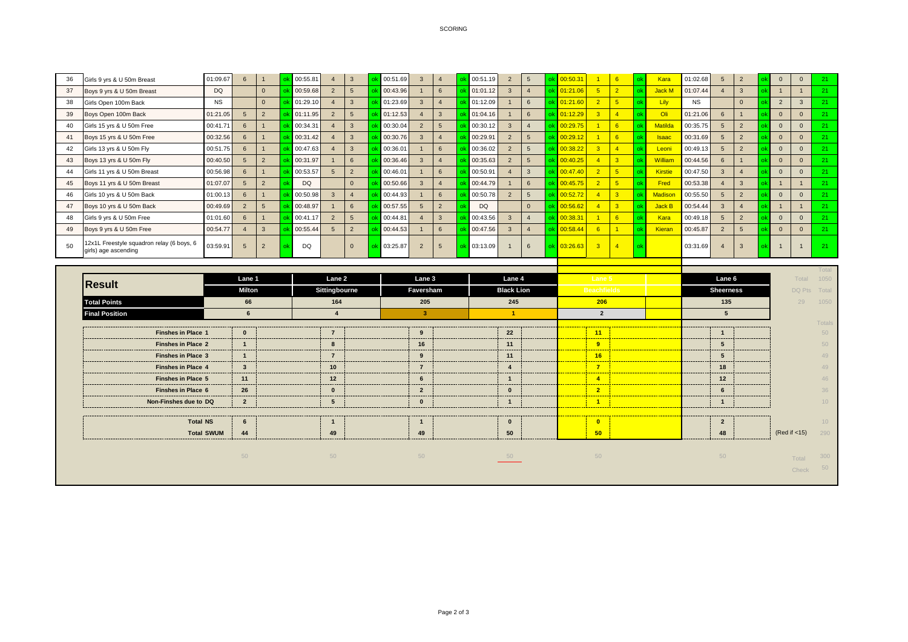SCORING

| # | Event | Lane 1 Time | Place | Pts | | Lane 2 Time | Place | Pts | | Lane 3 Time | Place | Pts | | Lane 4 Time | Place | Pts | | Lane 5 Time | Place | Pts | | Swimmer | Lane 6 Time | Place | Pts | | | | Total |
|---|---|---|---|---|---|---|---|---|---|---|---|---|---|---|---|---|---|---|---|---|---|---|---|---|---|---|---|---|---|
| 36 | Girls 9 yrs & U 50m Breast | 01:09.67 | 6 | 1 | ok | 00:55.81 | 4 | 3 | ok | 00:51.69 | 3 | 4 | ok | 00:51.19 | 2 | 5 | ok | 00:50.31 | 1 | 6 | ok | Kara | 01:02.68 | 5 | 2 | ok | 0 | 0 | 21 |
| 37 | Boys 9 yrs & U 50m Breast | DQ | | 0 | ok | 00:59.68 | 2 | 5 | ok | 00:43.96 | 1 | 6 | ok | 01:01.12 | 3 | 4 | ok | 01:21.06 | 5 | 2 | ok | Jack M | 01:07.44 | 4 | 3 | ok | 1 | 1 | 21 |
| 38 | Girls Open 100m Back | NS | | 0 | ok | 01:29.10 | 4 | 3 | ok | 01:23.69 | 3 | 4 | ok | 01:12.09 | 1 | 6 | ok | 01:21.60 | 2 | 5 | ok | Lily | NS | | 0 | ok | 2 | 3 | 21 |
| 39 | Boys Open 100m Back | 01:21.05 | 5 | 2 | ok | 01:11.95 | 2 | 5 | ok | 01:12.53 | 4 | 3 | ok | 01:04.16 | 1 | 6 | ok | 01:12.29 | 3 | 4 | ok | Oli | 01:21.06 | 6 | 1 | ok | 0 | 0 | 21 |
| 40 | Girls 15 yrs & U 50m Free | 00:41.71 | 6 | 1 | ok | 00:34.31 | 4 | 3 | ok | 00:30.04 | 2 | 5 | ok | 00:30.12 | 3 | 4 | ok | 00:29.75 | 1 | 6 | ok | Matilda | 00:35.75 | 5 | 2 | ok | 0 | 0 | 21 |
| 41 | Boys 15 yrs & U 50m Free | 00:32.56 | 6 | 1 | ok | 00:31.42 | 4 | 3 | ok | 00:30.76 | 3 | 4 | ok | 00:29.91 | 2 | 5 | ok | 00:29.12 | 1 | 6 | ok | Isaac | 00:31.69 | 5 | 2 | ok | 0 | 0 | 21 |
| 42 | Girls 13 yrs & U 50m Fly | 00:51.75 | 6 | 1 | ok | 00:47.63 | 4 | 3 | ok | 00:36.01 | 1 | 6 | ok | 00:36.02 | 2 | 5 | ok | 00:38.22 | 3 | 4 | ok | Leoni | 00:49.13 | 5 | 2 | ok | 0 | 0 | 21 |
| 43 | Boys 13 yrs & U 50m Fly | 00:40.50 | 5 | 2 | ok | 00:31.97 | 1 | 6 | ok | 00:36.46 | 3 | 4 | ok | 00:35.63 | 2 | 5 | ok | 00:40.25 | 4 | 3 | ok | William | 00:44.56 | 6 | 1 | ok | 0 | 0 | 21 |
| 44 | Girls 11 yrs & U 50m Breast | 00:56.98 | 6 | 1 | ok | 00:53.57 | 5 | 2 | ok | 00:46.01 | 1 | 6 | ok | 00:50.91 | 4 | 3 | ok | 00:47.40 | 2 | 5 | ok | Kirstie | 00:47.50 | 3 | 4 | ok | 0 | 0 | 21 |
| 45 | Boys 11 yrs & U 50m Breast | 01:07.07 | 5 | 2 | ok | DQ | | 0 | ok | 00:50.66 | 3 | 4 | ok | 00:44.79 | 1 | 6 | ok | 00:45.75 | 2 | 5 | ok | Fred | 00:53.38 | 4 | 3 | ok | 1 | 1 | 21 |
| 46 | Girls 10 yrs & U 50m Back | 01:00.13 | 6 | 1 | ok | 00:50.98 | 3 | 4 | ok | 00:44.93 | 1 | 6 | ok | 00:50.78 | 2 | 5 | ok | 00:52.72 | 4 | 3 | ok | Madison | 00:55.50 | 5 | 2 | ok | 0 | 0 | 21 |
| 47 | Boys 10 yrs & U 50m Back | 00:49.69 | 2 | 5 | ok | 00:48.97 | 1 | 6 | ok | 00:57.55 | 5 | 2 | ok | DQ | | 0 | ok | 00:56.62 | 4 | 3 | ok | Jack B | 00:54.44 | 3 | 4 | ok | 1 | 1 | 21 |
| 48 | Girls 9 yrs & U 50m Free | 01:01.60 | 6 | 1 | ok | 00:41.17 | 2 | 5 | ok | 00:44.81 | 4 | 3 | ok | 00:43.56 | 3 | 4 | ok | 00:38.31 | 1 | 6 | ok | Kara | 00:49.18 | 5 | 2 | ok | 0 | 0 | 21 |
| 49 | Boys 9 yrs & U 50m Free | 00:54.77 | 4 | 3 | ok | 00:55.44 | 5 | 2 | ok | 00:44.53 | 1 | 6 | ok | 00:47.56 | 3 | 4 | ok | 00:58.44 | 6 | 1 | ok | Kieran | 00:45.87 | 2 | 5 | ok | 0 | 0 | 21 |
| 50 | 12x1L Freestyle squadron relay (6 boys, 6 girls) age ascending | 03:59.91 | 5 | 2 | ok | DQ | | 0 | ok | 03:25.87 | 2 | 5 | ok | 03:13.09 | 1 | 6 | ok | 03:26.63 | 3 | 4 | ok | | 03:31.69 | 4 | 3 | ok | 1 | 1 | 21 |

| Result | Lane 1 | Lane 2 | Lane 3 | Lane 4 | Lane 5 | Lane 6 | | Total |
|---|---|---|---|---|---|---|---|---|
| | Milton | Sittingbourne | Faversham | Black Lion | Beachfields | Sheerness | Total | 1050 |
| **Total Points** | 66 | 164 | 205 | 245 | 206 | 135 | DQ Pts 29 | Total 1050 |
| **Final Position** | 6 | 4 | 3 | 1 | 2 | 5 | | |

| | Lane 1 | Lane 2 | Lane 3 | Lane 4 | Lane 5 | Lane 6 | | Totals |
|---|---|---|---|---|---|---|---|---|
| **Finshes in Place 1** | 0 | 7 | 9 | 22 | 11 | 1 | | 50 |
| **Finshes in Place 2** | 1 | 8 | 16 | 11 | 9 | 5 | | 50 |
| **Finshes in Place 3** | 1 | 7 | 9 | 11 | 16 | 5 | | 49 |
| **Finshes in Place 4** | 3 | 10 | 7 | 4 | 7 | 18 | | 49 |
| **Finshes in Place 5** | 11 | 12 | 6 | 1 | 4 | 12 | | 46 |
| **Finshes in Place 6** | 26 | 0 | 2 | 0 | 2 | 6 | | 36 |
| **Non-Finshes due to DQ** | 2 | 5 | 0 | 1 | 1 | 1 | | 10 |
| **Total NS** | 6 | 1 | 1 | 0 | 0 | 2 | | 10 |
| **Total SWUM** | 44 | 49 | 49 | 50 | 50 | 48 | (Red if <15) | 290 |
| | 50 | 50 | 50 | 50 | 50 | 50 | Total | 300 |
| | | | | | | | Check | 50 |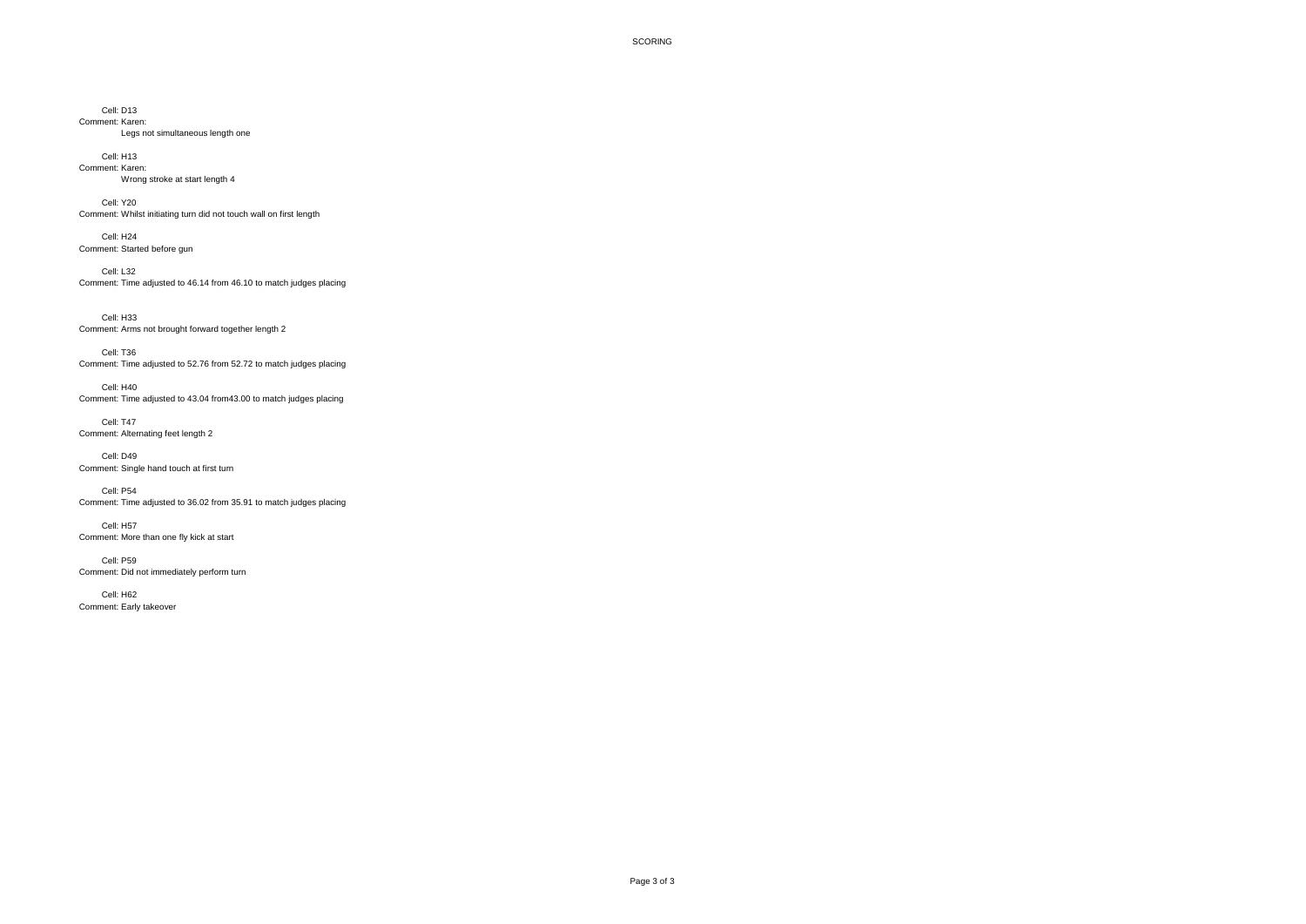Cell: D13
Comment: Karen:
Legs not simultaneous length one

Cell: H13
Comment: Karen:
Wrong stroke at start length 4

Cell: Y20
Comment: Whilst initiating turn did not touch wall on first length

Cell: H24
Comment: Started before gun

Cell: L32
Comment: Time adjusted to 46.14 from 46.10 to match judges placing

Cell: H33
Comment: Arms not brought forward together length 2

Cell: T36
Comment: Time adjusted to 52.76 from 52.72 to match judges placing

Cell: H40
Comment: Time adjusted to 43.04 from43.00 to match judges placing

Cell: T47
Comment: Alternating feet length 2

Cell: D49
Comment: Single hand touch at first turn

Cell: P54
Comment: Time adjusted to 36.02 from 35.91 to match judges placing

Cell: H57
Comment: More than one fly kick at start

Cell: P59
Comment: Did not immediately perform turn

Cell: H62
Comment: Early takeover